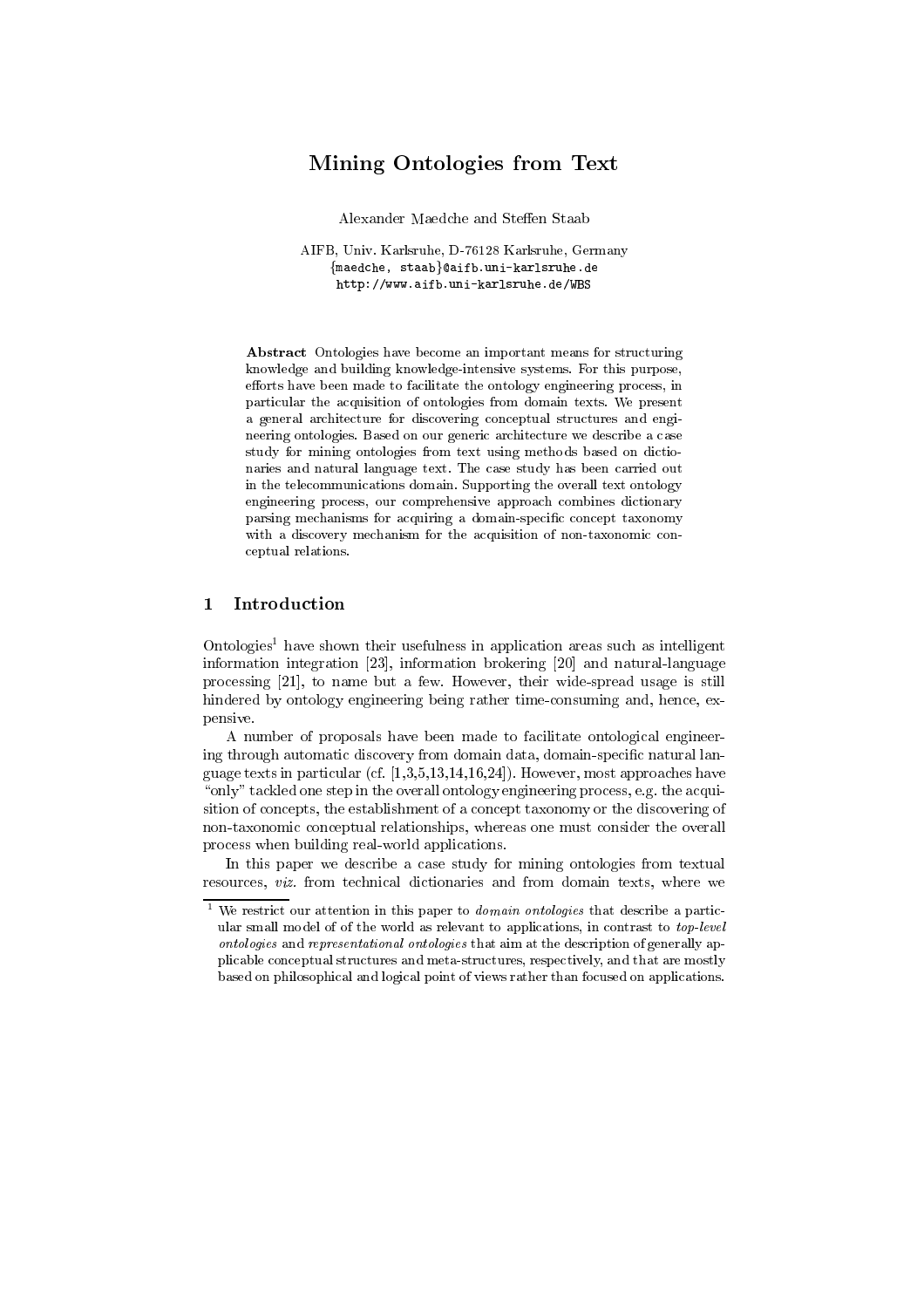# Mining Ontologies from Text

Alexander Maedche and Steffen Staab

AIFB, Univ. Karlsruhe, D-76128 Karlsruhe, Germany
{maedche, staab}@aifb.uni-karlsruhe.de
http://www.aifb.uni-karlsruhe.de/WBS

**Abstract** Ontologies have become an important means for structuring knowledge and building knowledge-intensive systems. For this purpose, efforts have been made to facilitate the ontology engineering process, in particular the acquisition of ontologies from domain texts. We present a general architecture for discovering conceptual structures and engineering ontologies. Based on our generic architecture we describe a case study for mining ontologies from text using methods based on dictionaries and natural language text. The case study has been carried out in the telecommunications domain. Supporting the overall text ontology engineering process, our comprehensive approach combines dictionary parsing mechanisms for acquiring a domain-specific concept taxonomy with a discovery mechanism for the acquisition of non-taxonomic conceptual relations.

## 1 Introduction

Ontologies[1] have shown their usefulness in application areas such as intelligent information integration [23], information brokering [20] and natural-language processing [21], to name but a few. However, their wide-spread usage is still hindered by ontology engineering being rather time-consuming and, hence, expensive.

A number of proposals have been made to facilitate ontological engineering through automatic discovery from domain data, domain-specific natural language texts in particular (cf. [1,3,5,13,14,16,24]). However, most approaches have "only" tackled one step in the overall ontology engineering process, e.g. the acquisition of concepts, the establishment of a concept taxonomy or the discovering of non-taxonomic conceptual relationships, whereas one must consider the overall process when building real-world applications.

In this paper we describe a case study for mining ontologies from textual resources, *viz.* from technical dictionaries and from domain texts, where we

---

[1] We restrict our attention in this paper to *domain ontologies* that describe a particular small model of of the world as relevant to applications, in contrast to *top-level ontologies* and *representational ontologies* that aim at the description of generally applicable conceptual structures and meta-structures, respectively, and that are mostly based on philosophical and logical point of views rather than focused on applications.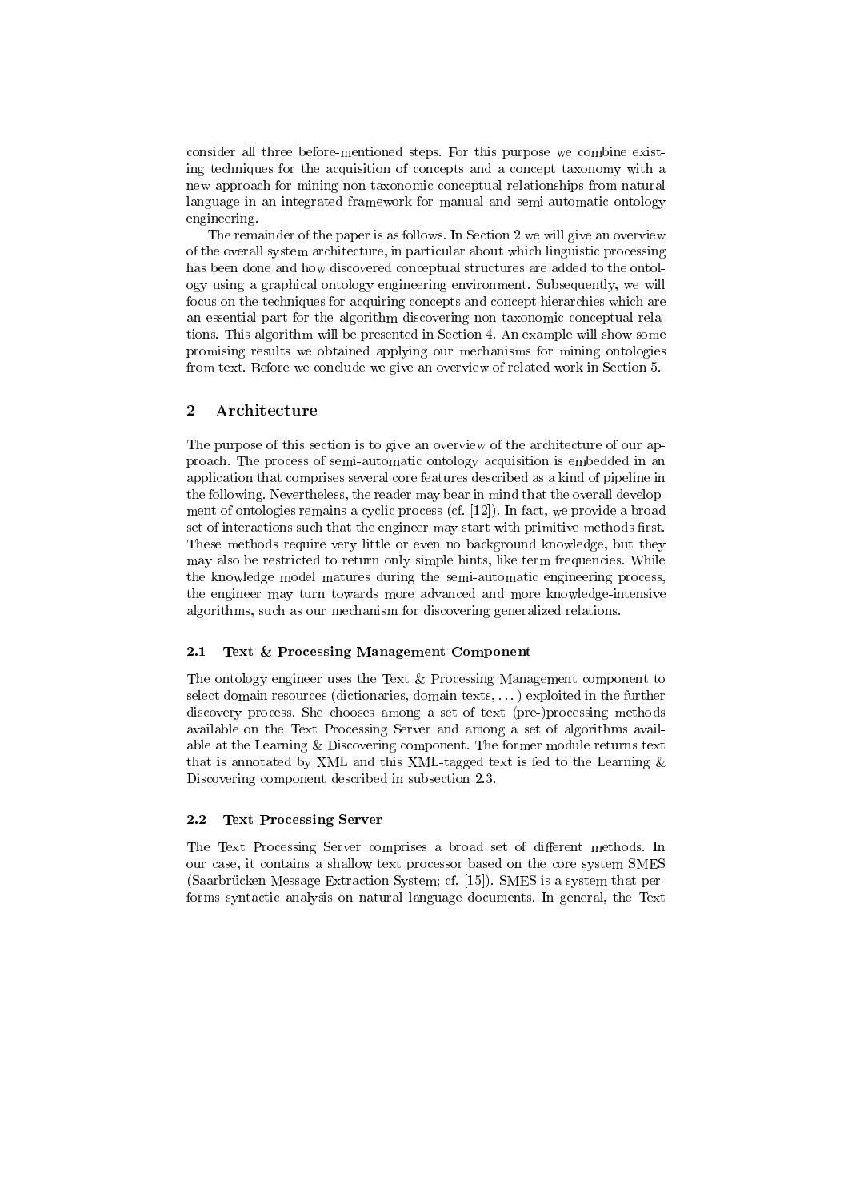consider all three before-mentioned steps. For this purpose we combine existing techniques for the acquisition of concepts and a concept taxonomy with a new approach for mining non-taxonomic conceptual relationships from natural language in an integrated framework for manual and semi-automatic ontology engineering.

The remainder of the paper is as follows. In Section 2 we will give an overview of the overall system architecture, in particular about which linguistic processing has been done and how discovered conceptual structures are added to the ontology using a graphical ontology engineering environment. Subsequently, we will focus on the techniques for acquiring concepts and concept hierarchies which are an essential part for the algorithm discovering non-taxonomic conceptual relations. This algorithm will be presented in Section 4. An example will show some promising results we obtained applying our mechanisms for mining ontologies from text. Before we conclude we give an overview of related work in Section 5.

## 2 Architecture

The purpose of this section is to give an overview of the architecture of our approach. The process of semi-automatic ontology acquisition is embedded in an application that comprises several core features described as a kind of pipeline in the following. Nevertheless, the reader may bear in mind that the overall development of ontologies remains a cyclic process (cf. [12]). In fact, we provide a broad set of interactions such that the engineer may start with primitive methods first. These methods require very little or even no background knowledge, but they may also be restricted to return only simple hints, like term frequencies. While the knowledge model matures during the semi-automatic engineering process, the engineer may turn towards more advanced and more knowledge-intensive algorithms, such as our mechanism for discovering generalized relations.

### 2.1 Text & Processing Management Component

The ontology engineer uses the Text & Processing Management component to select domain resources (dictionaries, domain texts, ...) exploited in the further discovery process. She chooses among a set of text (pre-)processing methods available on the Text Processing Server and among a set of algorithms available at the Learning & Discovering component. The former module returns text that is annotated by XML and this XML-tagged text is fed to the Learning & Discovering component described in subsection 2.3.

### 2.2 Text Processing Server

The Text Processing Server comprises a broad set of different methods. In our case, it contains a shallow text processor based on the core system SMES (Saarbrücken Message Extraction System; cf. [15]). SMES is a system that performs syntactic analysis on natural language documents. In general, the Text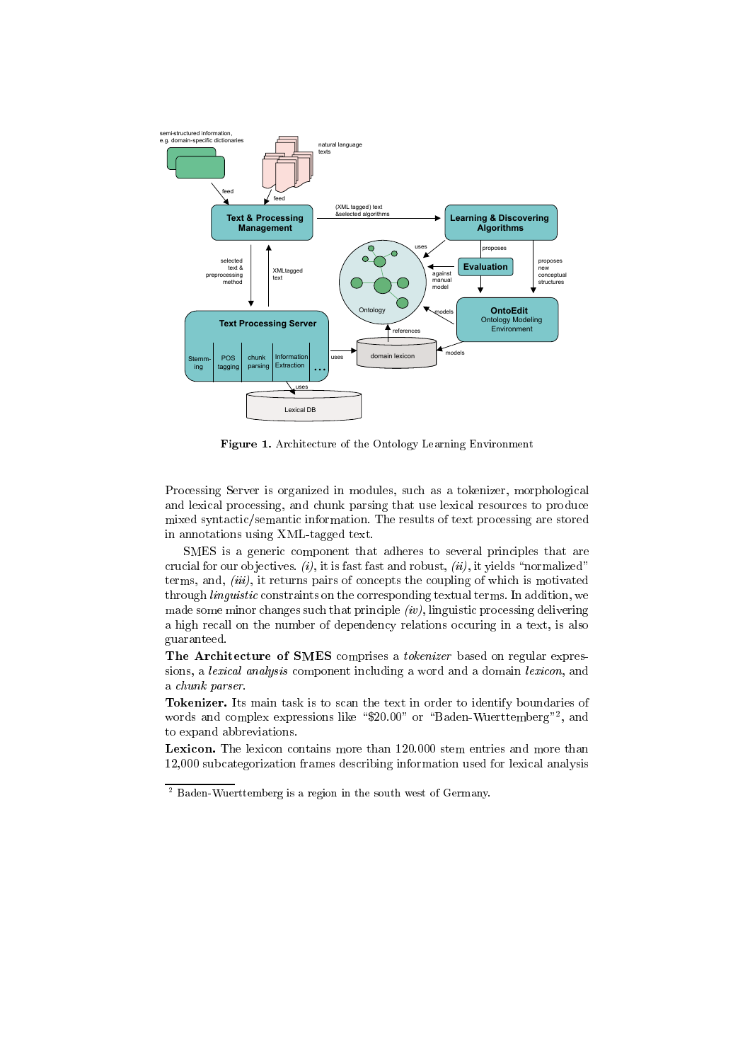**Figure 1.** Architecture of the Ontology Learning Environment

Processing Server is organized in modules, such as a tokenizer, morphological and lexical processing, and chunk parsing that use lexical resources to produce mixed syntactic/semantic information. The results of text processing are stored in annotations using XML-tagged text.

SMES is a generic component that adheres to several principles that are crucial for our objectives. *(i)*, it is fast fast and robust, *(ii)*, it yields "normalized" terms, and, *(iii)*, it returns pairs of concepts the coupling of which is motivated through *linguistic* constraints on the corresponding textual terms. In addition, we made some minor changes such that principle *(iv)*, linguistic processing delivering a high recall on the number of dependency relations occuring in a text, is also guaranteed.

**The Architecture of SMES** comprises a *tokenizer* based on regular expressions, a *lexical analysis* component including a word and a domain *lexicon*, and a *chunk parser*.

**Tokenizer.** Its main task is to scan the text in order to identify boundaries of words and complex expressions like "$20.00" or "Baden-Wuerttemberg"[2], and to expand abbreviations.

**Lexicon.** The lexicon contains more than 120.000 stem entries and more than 12,000 subcategorization frames describing information used for lexical analysis

---

[2] Baden-Wuerttemberg is a region in the south west of Germany.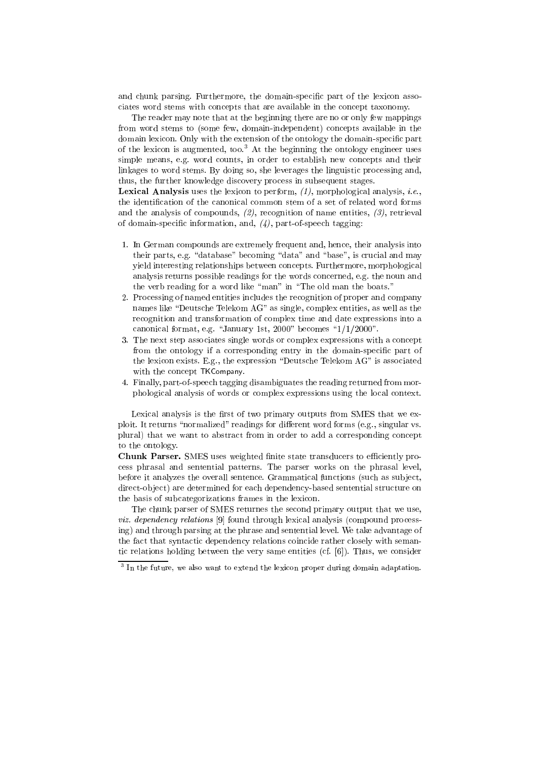and chunk parsing. Furthermore, the domain-specific part of the lexicon associates word stems with concepts that are available in the concept taxonomy.

The reader may note that at the beginning there are no or only few mappings from word stems to (some few, domain-independent) concepts available in the domain lexicon. Only with the extension of the ontology the domain-specific part of the lexicon is augmented, too.[3] At the beginning the ontology engineer uses simple means, e.g. word counts, in order to establish new concepts and their linkages to word stems. By doing so, she leverages the linguistic processing and, thus, the further knowledge discovery process in subsequent stages.

**Lexical Analysis** uses the lexicon to perform, *(1)*, morphological analysis, *i.e.*, the identification of the canonical common stem of a set of related word forms and the analysis of compounds, *(2)*, recognition of name entities, *(3)*, retrieval of domain-specific information, and, *(4)*, part-of-speech tagging:

1. In German compounds are extremely frequent and, hence, their analysis into their parts, e.g. "database" becoming "data" and "base", is crucial and may yield interesting relationships between concepts. Furthermore, morphological analysis returns possible readings for the words concerned, e.g. the noun and the verb reading for a word like "man" in "The old man the boats."
2. Processing of named entities includes the recognition of proper and company names like "Deutsche Telekom AG" as single, complex entities, as well as the recognition and transformation of complex time and date expressions into a canonical format, e.g. "January 1st, 2000" becomes "1/1/2000".
3. The next step associates single words or complex expressions with a concept from the ontology if a corresponding entry in the domain-specific part of the lexicon exists. E.g., the expression "Deutsche Telekom AG" is associated with the concept TKCompany.
4. Finally, part-of-speech tagging disambiguates the reading returned from morphological analysis of words or complex expressions using the local context.

Lexical analysis is the first of two primary outputs from SMES that we exploit. It returns "normalized" readings for different word forms (e.g., singular vs. plural) that we want to abstract from in order to add a corresponding concept to the ontology.

**Chunk Parser.** SMES uses weighted finite state transducers to efficiently process phrasal and sentential patterns. The parser works on the phrasal level, before it analyzes the overall sentence. Grammatical functions (such as subject, direct-object) are determined for each dependency-based sentential structure on the basis of subcategorizations frames in the lexicon.

The chunk parser of SMES returnes the second primary output that we use, *viz. dependency relations* [9] found through lexical analysis (compound processing) and through parsing at the phrase and sentential level. We take advantage of the fact that syntactic dependency relations coincide rather closely with semantic relations holding between the very same entities (cf. [6]). Thus, we consider

[3] In the future, we also want to extend the lexicon proper during domain adaptation.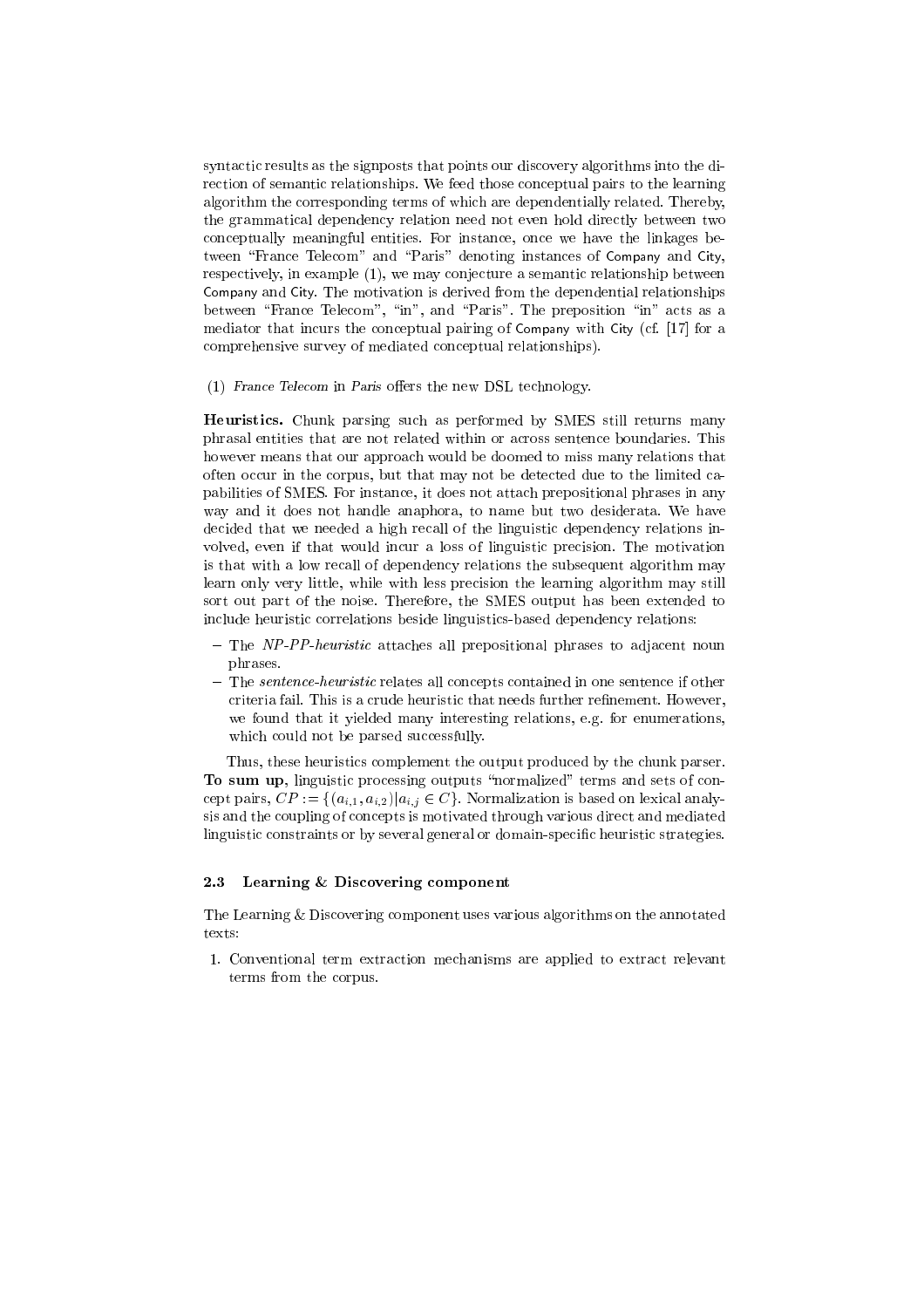syntactic results as the signposts that points our discovery algorithms into the direction of semantic relationships. We feed those conceptual pairs to the learning algorithm the corresponding terms of which are dependentially related. Thereby, the grammatical dependency relation need not even hold directly between two conceptually meaningful entities. For instance, once we have the linkages between "France Telecom" and "Paris" denoting instances of Company and City, respectively, in example (1), we may conjecture a semantic relationship between Company and City. The motivation is derived from the dependential relationships between "France Telecom", "in", and "Paris". The preposition "in" acts as a mediator that incurs the conceptual pairing of Company with City (cf. [17] for a comprehensive survey of mediated conceptual relationships).

(1) *France Telecom* in *Paris* offers the new DSL technology.

**Heuristics.** Chunk parsing such as performed by SMES still returns many phrasal entities that are not related within or across sentence boundaries. This however means that our approach would be doomed to miss many relations that often occur in the corpus, but that may not be detected due to the limited capabilities of SMES. For instance, it does not attach prepositional phrases in any way and it does not handle anaphora, to name but two desiderata. We have decided that we needed a high recall of the linguistic dependency relations involved, even if that would incur a loss of linguistic precision. The motivation is that with a low recall of dependency relations the subsequent algorithm may learn only very little, while with less precision the learning algorithm may still sort out part of the noise. Therefore, the SMES output has been extended to include heuristic correlations beside linguistics-based dependency relations:

- The *NP-PP-heuristic* attaches all prepositional phrases to adjacent noun phrases.
- The *sentence-heuristic* relates all concepts contained in one sentence if other criteria fail. This is a crude heuristic that needs further refinement. However, we found that it yielded many interesting relations, e.g. for enumerations, which could not be parsed successfully.

Thus, these heuristics complement the output produced by the chunk parser. **To sum up**, linguistic processing outputs "normalized" terms and sets of concept pairs, $CP := \{(a_{i,1}, a_{i,2}) | a_{i,j} \in C\}$. Normalization is based on lexical analysis and the coupling of concepts is motivated through various direct and mediated linguistic constraints or by several general or domain-specific heuristic strategies.

### 2.3 Learning & Discovering component

The Learning & Discovering component uses various algorithms on the annotated texts:

1. Conventional term extraction mechanisms are applied to extract relevant terms from the corpus.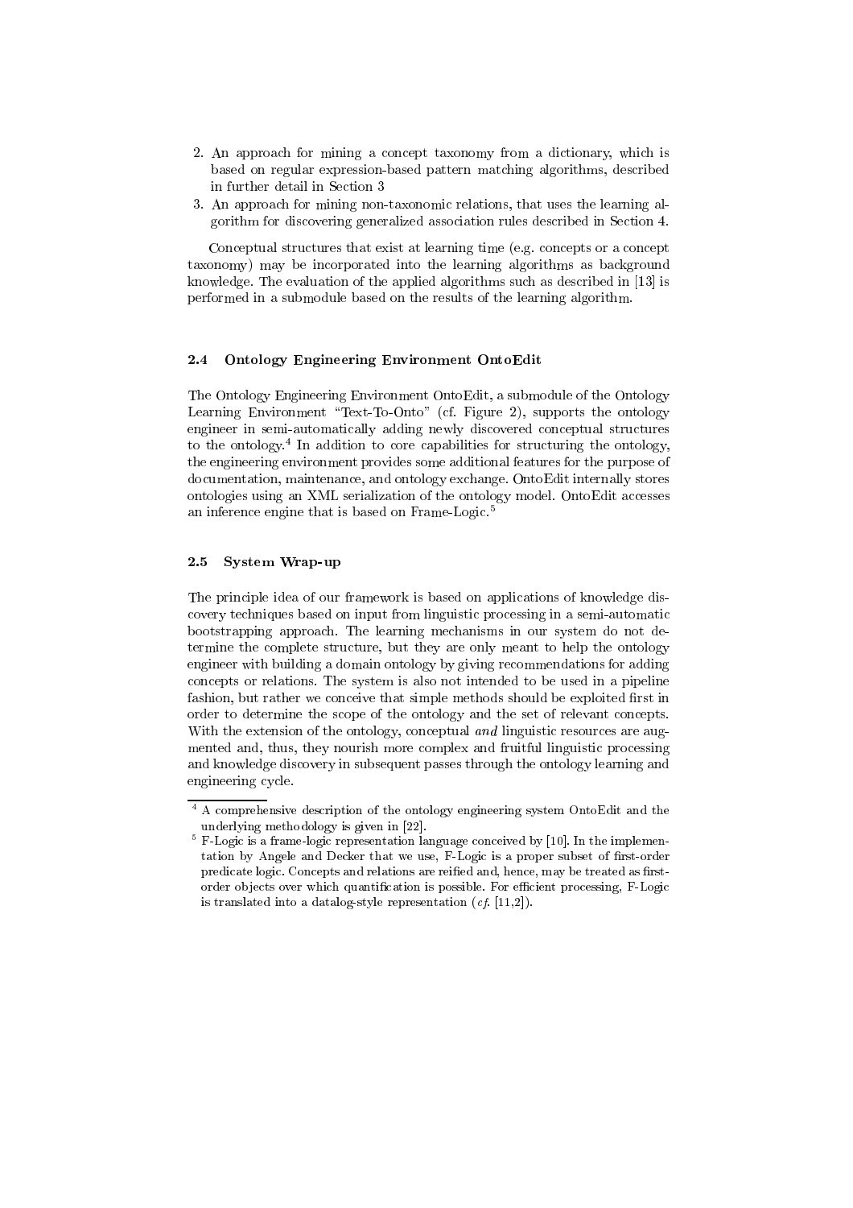2. An approach for mining a concept taxonomy from a dictionary, which is based on regular expression-based pattern matching algorithms, described in further detail in Section 3
3. An approach for mining non-taxonomic relations, that uses the learning algorithm for discovering generalized association rules described in Section 4.

Conceptual structures that exist at learning time (e.g. concepts or a concept taxonomy) may be incorporated into the learning algorithms as background knowledge. The evaluation of the applied algorithms such as described in [13] is performed in a submodule based on the results of the learning algorithm.

### 2.4 Ontology Engineering Environment OntoEdit

The Ontology Engineering Environment OntoEdit, a submodule of the Ontology Learning Environment "Text-To-Onto" (cf. Figure 2), supports the ontology engineer in semi-automatically adding newly discovered conceptual structures to the ontology.[4] In addition to core capabilities for structuring the ontology, the engineering environment provides some additional features for the purpose of documentation, maintenance, and ontology exchange. OntoEdit internally stores ontologies using an XML serialization of the ontology model. OntoEdit accesses an inference engine that is based on Frame-Logic.[5]

### 2.5 System Wrap-up

The principle idea of our framework is based on applications of knowledge discovery techniques based on input from linguistic processing in a semi-automatic bootstrapping approach. The learning mechanisms in our system do not determine the complete structure, but they are only meant to help the ontology engineer with building a domain ontology by giving recommendations for adding concepts or relations. The system is also not intended to be used in a pipeline fashion, but rather we conceive that simple methods should be exploited first in order to determine the scope of the ontology and the set of relevant concepts. With the extension of the ontology, conceptual *and* linguistic resources are augmented and, thus, they nourish more complex and fruitful linguistic processing and knowledge discovery in subsequent passes through the ontology learning and engineering cycle.

---

[4] A comprehensive description of the ontology engineering system OntoEdit and the underlying methodology is given in [22].

[5] F-Logic is a frame-logic representation language conceived by [10]. In the implementation by Angele and Decker that we use, F-Logic is a proper subset of first-order predicate logic. Concepts and relations are reified and, hence, may be treated as first-order objects over which quantification is possible. For efficient processing, F-Logic is translated into a datalog-style representation (*cf.* [11,2]).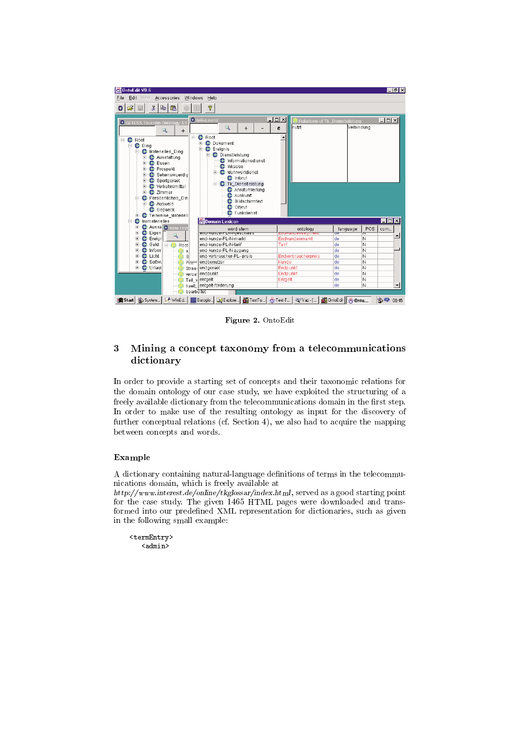**Figure 2.** OntoEdit

## 3 Mining a concept taxonomy from a telecommunications dictionary

In order to provide a starting set of concepts and their taxonomic relations for the domain ontology of our case study, we have exploited the structuring of a freely available dictionary from the telecommunications domain in the first step. In order to make use of the resulting ontology as input for the discovery of further conceptual relations (cf. Section 4), we also had to acquire the mapping between concepts and words.

### Example

A dictionary containing natural-language definitions of terms in the telecommunications domain, which is freely available at *http://www.interest.de/online/tkglossar/index.html*, served as a good starting point for the case study. The given 1465 HTML pages were downloaded and transformed into our predefined XML representation for dictionaries, such as given in the following small example:

```
<termEntry>
   <admin>
```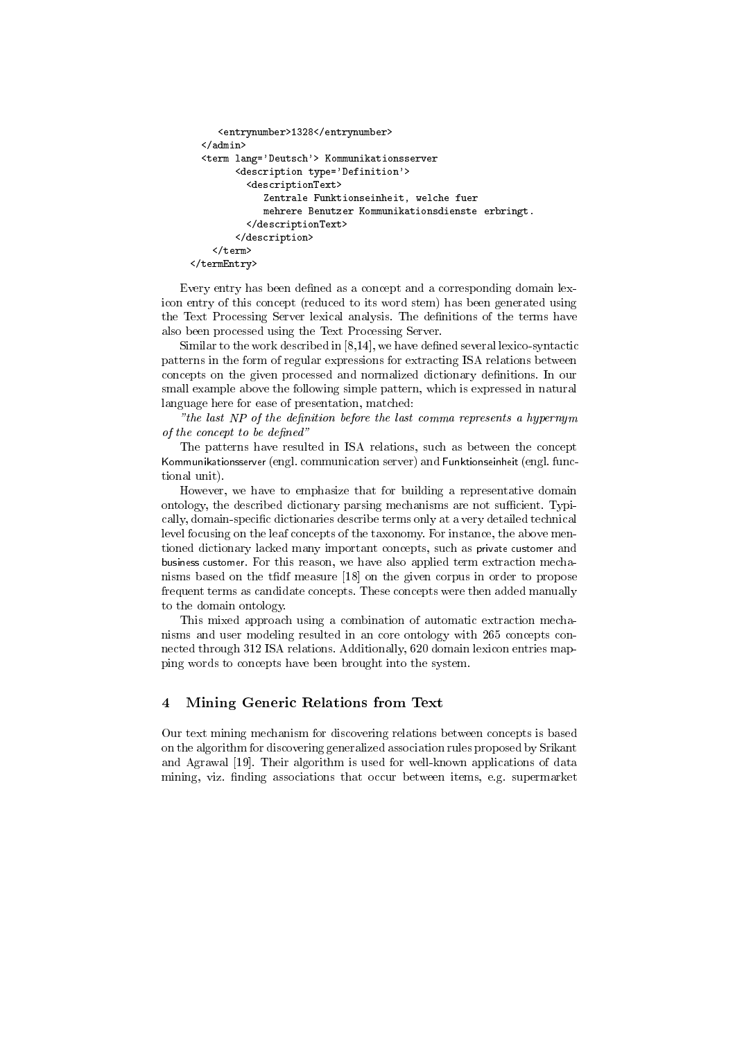```
        <entrynumber>1328</entrynumber>
    </admin>
    <term lang='Deutsch'> Kommunikationsserver
          <description type='Definition'>
            <descriptionText>
                Zentrale Funktionseinheit, welche fuer
                mehrere Benutzer Kommunikationsdienste erbringt.
            </descriptionText>
          </description>
      </term>
  </termEntry>
```

Every entry has been defined as a concept and a corresponding domain lexicon entry of this concept (reduced to its word stem) has been generated using the Text Processing Server lexical analysis. The definitions of the terms have also been processed using the Text Processing Server.

Similar to the work described in [8,14], we have defined several lexico-syntactic patterns in the form of regular expressions for extracting ISA relations between concepts on the given processed and normalized dictionary definitions. In our small example above the following simple pattern, which is expressed in natural language here for ease of presentation, matched:

*"the last NP of the definition before the last comma represents a hypernym of the concept to be defined"*

The patterns have resulted in ISA relations, such as between the concept Kommunikationsserver (engl. communication server) and Funktionseinheit (engl. functional unit).

However, we have to emphasize that for building a representative domain ontology, the described dictionary parsing mechanisms are not sufficient. Typically, domain-specific dictionaries describe terms only at a very detailed technical level focusing on the leaf concepts of the taxonomy. For instance, the above mentioned dictionary lacked many important concepts, such as private customer and business customer. For this reason, we have also applied term extraction mechanisms based on the tfidf measure [18] on the given corpus in order to propose frequent terms as candidate concepts. These concepts were then added manually to the domain ontology.

This mixed approach using a combination of automatic extraction mechanisms and user modeling resulted in an core ontology with 265 concepts connected through 312 ISA relations. Additionally, 620 domain lexicon entries mapping words to concepts have been brought into the system.

## 4 Mining Generic Relations from Text

Our text mining mechanism for discovering relations between concepts is based on the algorithm for discovering generalized association rules proposed by Srikant and Agrawal [19]. Their algorithm is used for well-known applications of data mining, viz. finding associations that occur between items, e.g. supermarket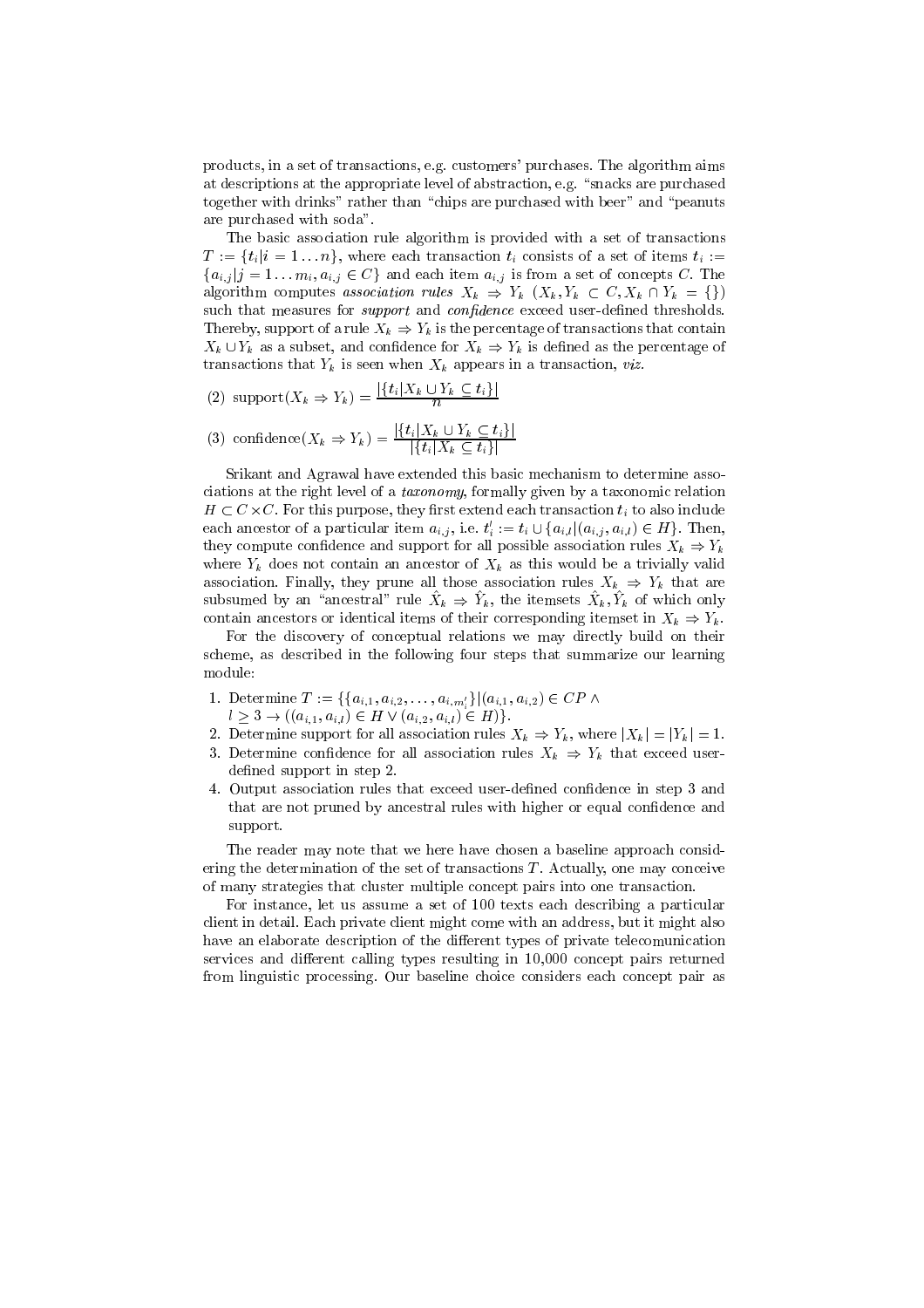products, in a set of transactions, e.g. customers' purchases. The algorithm aims at descriptions at the appropriate level of abstraction, e.g. "snacks are purchased together with drinks" rather than "chips are purchased with beer" and "peanuts are purchased with soda".

The basic association rule algorithm is provided with a set of transactions $T := \{t_i | i = 1 \ldots n\}$, where each transaction $t_i$ consists of a set of items $t_i := \{a_{i,j} | j = 1 \ldots m_i, a_{i,j} \in C\}$ and each item $a_{i,j}$ is from a set of concepts $C$. The algorithm computes *association rules* $X_k \Rightarrow Y_k$ $(X_k, Y_k \subset C, X_k \cap Y_k = \{\})$ such that measures for *support* and *confidence* exceed user-defined thresholds. Thereby, support of a rule $X_k \Rightarrow Y_k$ is the percentage of transactions that contain $X_k \cup Y_k$ as a subset, and confidence for $X_k \Rightarrow Y_k$ is defined as the percentage of transactions that $Y_k$ is seen when $X_k$ appears in a transaction, *viz.*

(2) $\text{support}(X_k \Rightarrow Y_k) = \frac{|\{t_i | X_k \cup Y_k \subseteq t_i\}|}{n}$

(3) $\text{confidence}(X_k \Rightarrow Y_k) = \frac{|\{t_i | X_k \cup Y_k \subseteq t_i\}|}{|\{t_i | X_k \subseteq t_i\}|}$

Srikant and Agrawal have extended this basic mechanism to determine associations at the right level of a *taxonomy*, formally given by a taxonomic relation $H \subset C \times C$. For this purpose, they first extend each transaction $t_i$ to also include each ancestor of a particular item $a_{i,j}$, i.e. $t_i' := t_i \cup \{a_{i,l} | (a_{i,j}, a_{i,l}) \in H\}$. Then, they compute confidence and support for all possible association rules $X_k \Rightarrow Y_k$ where $Y_k$ does not contain an ancestor of $X_k$ as this would be a trivially valid association. Finally, they prune all those association rules $X_k \Rightarrow Y_k$ that are subsumed by an "ancestral" rule $\hat{X}_k \Rightarrow \hat{Y}_k$, the itemsets $\hat{X}_k, \hat{Y}_k$ of which only contain ancestors or identical items of their corresponding itemset in $X_k \Rightarrow Y_k$.

For the discovery of conceptual relations we may directly build on their scheme, as described in the following four steps that summarize our learning module:

1. Determine $T := \{\{a_{i,1}, a_{i,2}, \ldots, a_{i,m_i'}\} | (a_{i,1}, a_{i,2}) \in CP \wedge l \geq 3 \rightarrow ((a_{i,1}, a_{i,l}) \in H \vee (a_{i,2}, a_{i,l}) \in H)\}$.
2. Determine support for all association rules $X_k \Rightarrow Y_k$, where $|X_k| = |Y_k| = 1$.
3. Determine confidence for all association rules $X_k \Rightarrow Y_k$ that exceed user-defined support in step 2.
4. Output association rules that exceed user-defined confidence in step 3 and that are not pruned by ancestral rules with higher or equal confidence and support.

The reader may note that we here have chosen a baseline approach considering the determination of the set of transactions $T$. Actually, one may conceive of many strategies that cluster multiple concept pairs into one transaction.

For instance, let us assume a set of 100 texts each describing a particular client in detail. Each private client might come with an address, but it might also have an elaborate description of the different types of private telecomunication services and different calling types resulting in 10,000 concept pairs returned from linguistic processing. Our baseline choice considers each concept pair as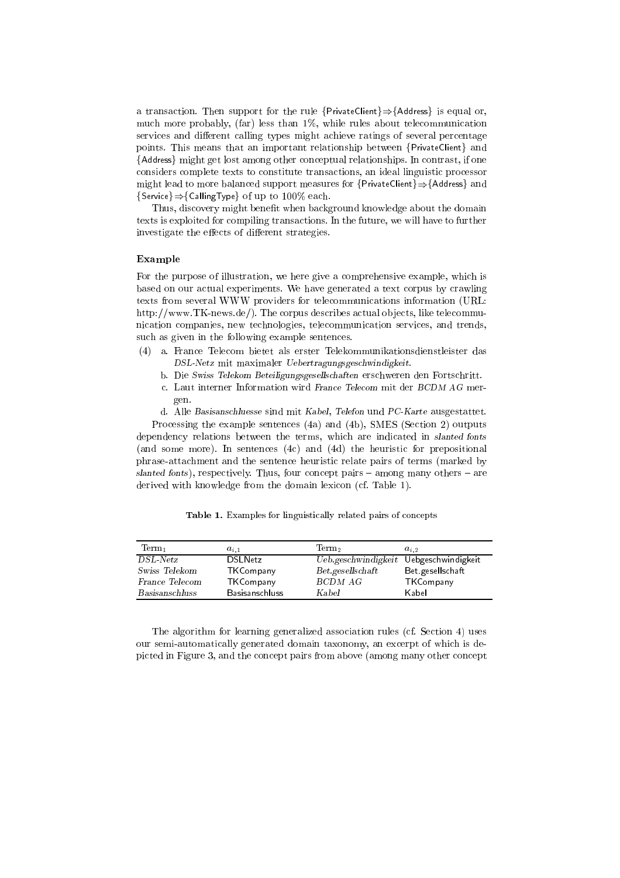a transaction. Then support for the rule {PrivateClient}⇒{Address} is equal or, much more probably, (far) less than 1%, while rules about telecommunication services and different calling types might achieve ratings of several percentage points. This means that an important relationship between {PrivateClient} and {Address} might get lost among other conceptual relationships. In contrast, if one considers complete texts to constitute transactions, an ideal linguistic processor might lead to more balanced support measures for {PrivateClient}⇒{Address} and {Service}⇒{CallingType} of up to 100% each.

Thus, discovery might benefit when background knowledge about the domain texts is exploited for compiling transactions. In the future, we will have to further investigate the effects of different strategies.

### Example

For the purpose of illustration, we here give a comprehensive example, which is based on our actual experiments. We have generated a text corpus by crawling texts from several WWW providers for telecommunications information (URL: http://www.TK-news.de/). The corpus describes actual objects, like telecommunication companies, new technologies, telecommunication services, and trends, such as given in the following example sentences.

(4) a. France Telecom bietet als erster Telekommunikationsdienstleister das *DSL-Netz* mit maximaler *Uebertragungsgeschwindigkeit*.
  b. Die *Swiss Telekom Beteiligungsgesellschaften* erschweren den Fortschritt.
  c. Laut interner Information wird *France Telecom* mit der *BCDM AG* mergen.
  d. Alle *Basisanschluesse* sind mit *Kabel*, *Telefon* und *PC-Karte* ausgestattet.

Processing the example sentences (4a) and (4b), SMES (Section 2) outputs dependency relations between the terms, which are indicated in *slanted fonts* (and some more). In sentences (4c) and (4d) the heuristic for prepositional phrase-attachment and the sentence heuristic relate pairs of terms (marked by *slanted fonts*), respectively. Thus, four concept pairs – among many others – are derived with knowledge from the domain lexicon (cf. Table 1).

**Table 1.** Examples for linguistically related pairs of concepts

| $\text{Term}_1$ | $a_{i,1}$ | $\text{Term}_2$ | $a_{i,2}$ |
|---|---|---|---|
| *DSL-Netz* | DSLNetz | *Ueb.geschwindigkeit* | Uebgeschwindigkeit |
| *Swiss Telekom* | TKCompany | *Bet.gesellschaft* | Bet.gesellschaft |
| *France Telecom* | TKCompany | *BCDM AG* | TKCompany |
| *Basisanschluss* | Basisanschluss | *Kabel* | Kabel |

The algorithm for learning generalized association rules (cf. Section 4) uses our semi-automatically generated domain taxonomy, an excerpt of which is depicted in Figure 3, and the concept pairs from above (among many other concept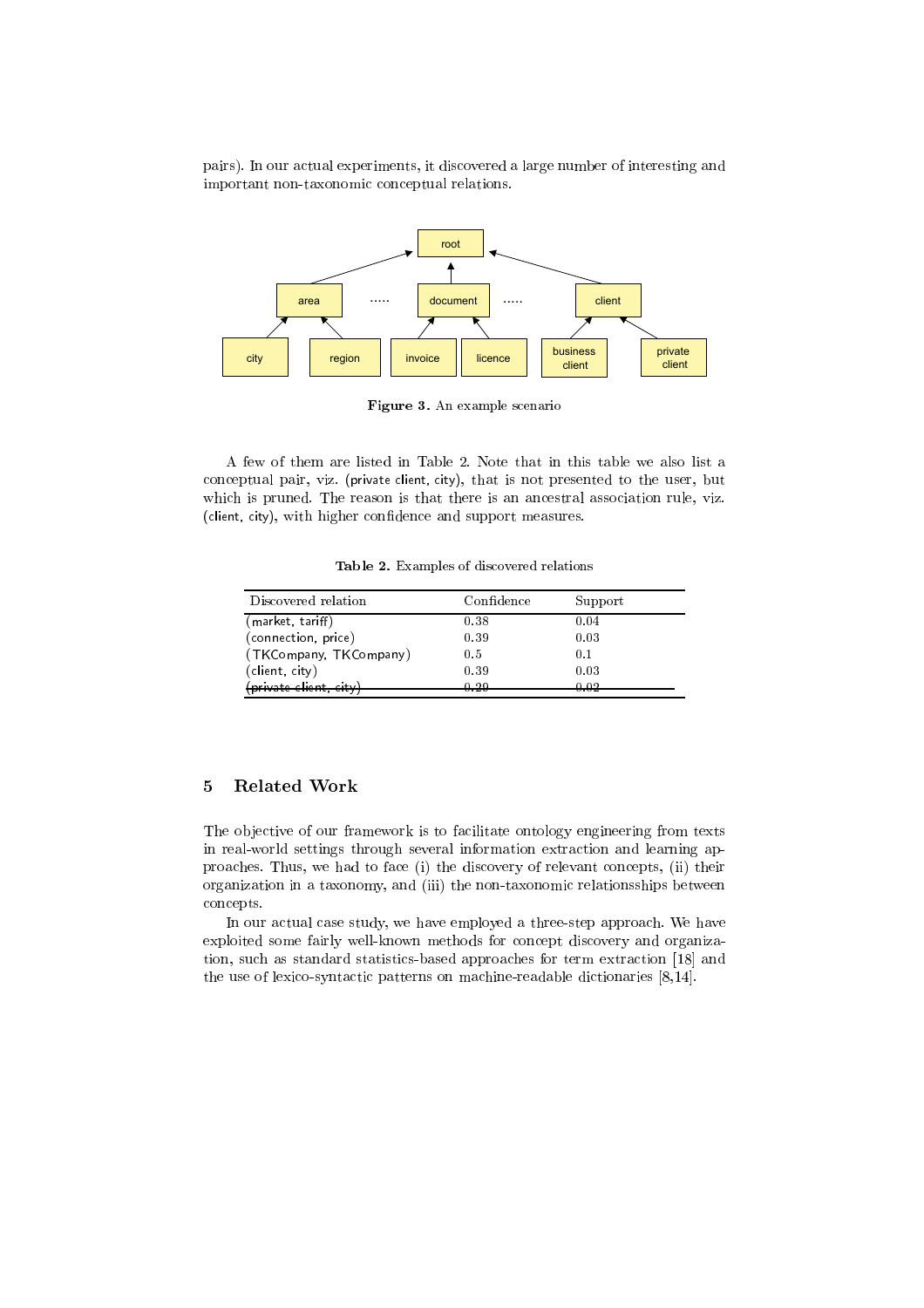pairs). In our actual experiments, it discovered a large number of interesting and important non-taxonomic conceptual relations.

**Figure 3.** An example scenario

A few of them are listed in Table 2. Note that in this table we also list a conceptual pair, viz. (private client, city), that is not presented to the user, but which is pruned. The reason is that there is an ancestral association rule, viz. (client, city), with higher confidence and support measures.

**Table 2.** Examples of discovered relations

| Discovered relation | Confidence | Support |
| --- | --- | --- |
| (market, tariff) | 0.38 | 0.04 |
| (connection, price) | 0.39 | 0.03 |
| (TKCompany, TKCompany) | 0.5 | 0.1 |
| (client, city) | 0.39 | 0.03 |
| ~~(private client, city)~~ | ~~0.29~~ | ~~0.02~~ |

## 5 Related Work

The objective of our framework is to facilitate ontology engineering from texts in real-world settings through several information extraction and learning approaches. Thus, we had to face (i) the discovery of relevant concepts, (ii) their organization in a taxonomy, and (iii) the non-taxonomic relationsships between concepts.

In our actual case study, we have employed a three-step approach. We have exploited some fairly well-known methods for concept discovery and organization, such as standard statistics-based approaches for term extraction [18] and the use of lexico-syntactic patterns on machine-readable dictionaries [8,14].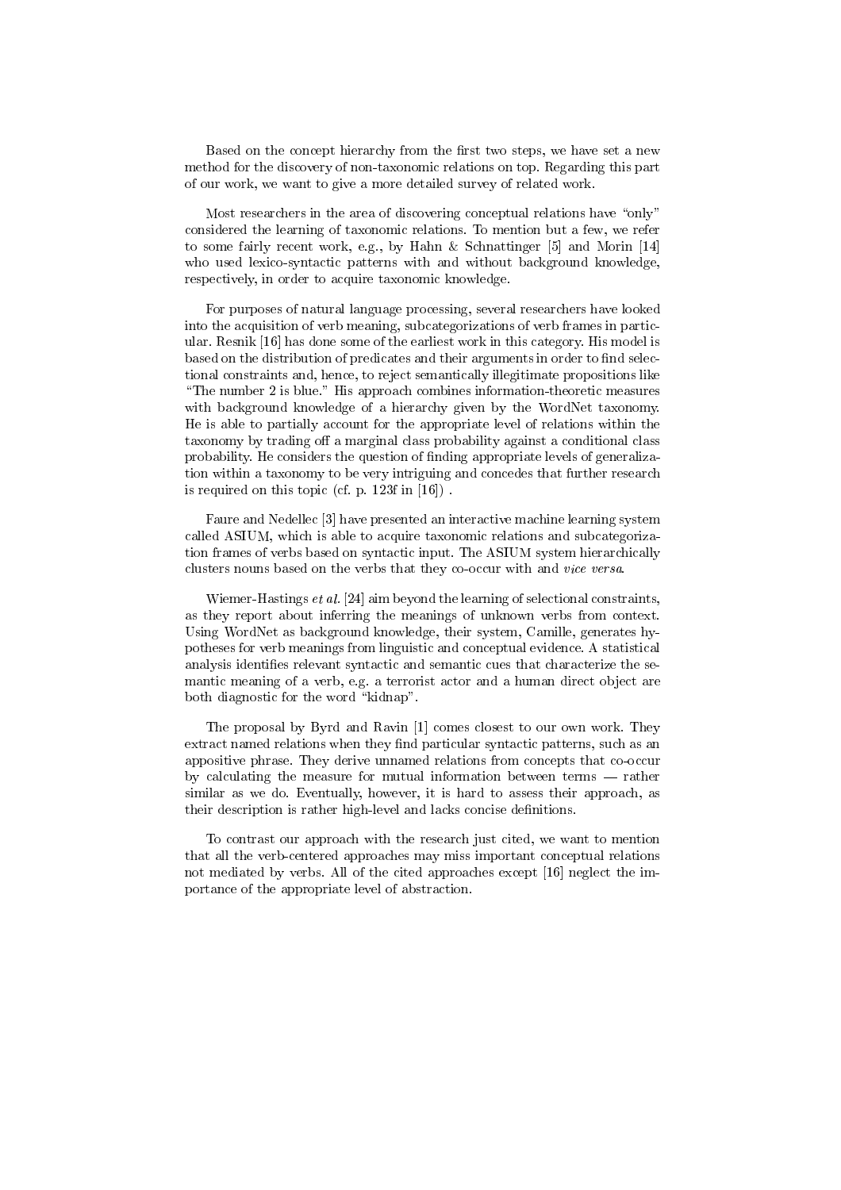Based on the concept hierarchy from the first two steps, we have set a new method for the discovery of non-taxonomic relations on top. Regarding this part of our work, we want to give a more detailed survey of related work.

Most researchers in the area of discovering conceptual relations have "only" considered the learning of taxonomic relations. To mention but a few, we refer to some fairly recent work, e.g., by Hahn & Schnattinger [5] and Morin [14] who used lexico-syntactic patterns with and without background knowledge, respectively, in order to acquire taxonomic knowledge.

For purposes of natural language processing, several researchers have looked into the acquisition of verb meaning, subcategorizations of verb frames in particular. Resnik [16] has done some of the earliest work in this category. His model is based on the distribution of predicates and their arguments in order to find selectional constraints and, hence, to reject semantically illegitimate propositions like "The number 2 is blue." His approach combines information-theoretic measures with background knowledge of a hierarchy given by the WordNet taxonomy. He is able to partially account for the appropriate level of relations within the taxonomy by trading off a marginal class probability against a conditional class probability. He considers the question of finding appropriate levels of generalization within a taxonomy to be very intriguing and concedes that further research is required on this topic (cf. p. 123f in [16]) .

Faure and Nedellec [3] have presented an interactive machine learning system called ASIUM, which is able to acquire taxonomic relations and subcategorization frames of verbs based on syntactic input. The ASIUM system hierarchically clusters nouns based on the verbs that they co-occur with and *vice versa*.

Wiemer-Hastings *et al.* [24] aim beyond the learning of selectional constraints, as they report about inferring the meanings of unknown verbs from context. Using WordNet as background knowledge, their system, Camille, generates hypotheses for verb meanings from linguistic and conceptual evidence. A statistical analysis identifies relevant syntactic and semantic cues that characterize the semantic meaning of a verb, e.g. a terrorist actor and a human direct object are both diagnostic for the word "kidnap".

The proposal by Byrd and Ravin [1] comes closest to our own work. They extract named relations when they find particular syntactic patterns, such as an appositive phrase. They derive unnamed relations from concepts that co-occur by calculating the measure for mutual information between terms — rather similar as we do. Eventually, however, it is hard to assess their approach, as their description is rather high-level and lacks concise definitions.

To contrast our approach with the research just cited, we want to mention that all the verb-centered approaches may miss important conceptual relations not mediated by verbs. All of the cited approaches except [16] neglect the importance of the appropriate level of abstraction.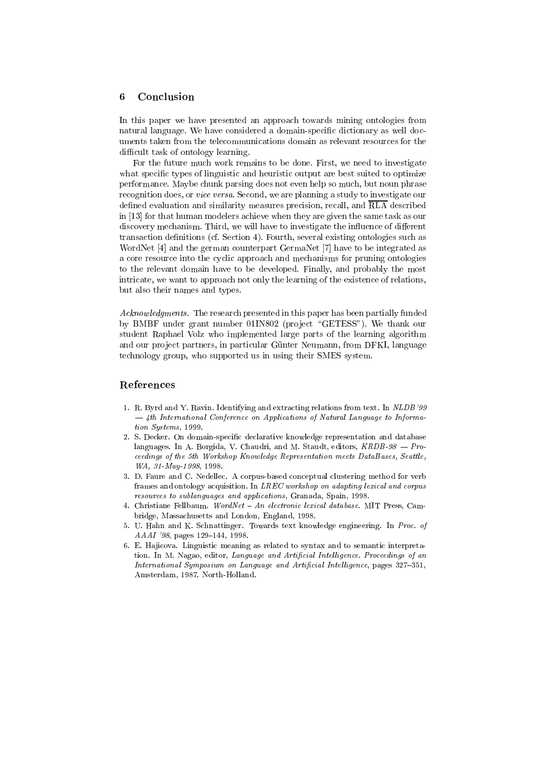## 6 Conclusion

In this paper we have presented an approach towards mining ontologies from natural language. We have considered a domain-specific dictionary as well documents taken from the telecommunications domain as relevant resources for the difficult task of ontology learning.

For the future much work remains to be done. First, we need to investigate what specific types of linguistic and heuristic output are best suited to optimize performance. Maybe chunk parsing does not even help so much, but noun phrase recognition does, or *vice versa*. Second, we are planning a study to investigate our defined evaluation and similarity measures precision, recall, and $\overline{\text{RLA}}$ described in [13] for that human modelers achieve when they are given the same task as our discovery mechanism. Third, we will have to investigate the influence of different transaction definitions (cf. Section 4). Fourth, several existing ontologies such as WordNet [4] and the german counterpart GermaNet [7] have to be integrated as a core resource into the cyclic approach and mechanisms for pruning ontologies to the relevant domain have to be developed. Finally, and probably the most intricate, we want to approach not only the learning of the existence of relations, but also their names and types.

*Acknowledgments.* The research presented in this paper has been partially funded by BMBF under grant number 01IN802 (project "GETESS"). We thank our student Raphael Volz who implemented large parts of the learning algorithm and our project partners, in particular Günter Neumann, from DFKI, language technology group, who supported us in using their SMES system.

## References

1. R. Byrd and Y. Ravin. Identifying and extracting relations from text. In *NLDB'99 — 4th International Conference on Applications of Natural Language to Information Systems*, 1999.
2. S. Decker. On domain-specific declarative knowledge representation and database languages. In A. Borgida, V. Chaudri, and M. Staudt, editors, *KRDB-98 — Proceedings of the 5th Workshop Knowledge Representation meets DataBases, Seattle, WA, 31-May-1998*, 1998.
3. D. Faure and C. Nedellec. A corpus-based conceptual clustering method for verb frames and ontology acquisition. In *LREC workshop on adapting lexical and corpus resources to sublanguages and applications*, Granada, Spain, 1998.
4. Christiane Fellbaum. *WordNet – An electronic lexical database.* MIT Press, Cambridge, Massachusetts and London, England, 1998.
5. U. Hahn and K. Schnattinger. Towards text knowledge engineering. In *Proc. of AAAI '98*, pages 129–144, 1998.
6. E. Hajicova. Linguistic meaning as related to syntax and to semantic interpretation. In M. Nagao, editor, *Language and Artificial Intelligence. Proceedings of an International Symposium on Language and Artificial Intelligence*, pages 327–351, Amsterdam, 1987. North-Holland.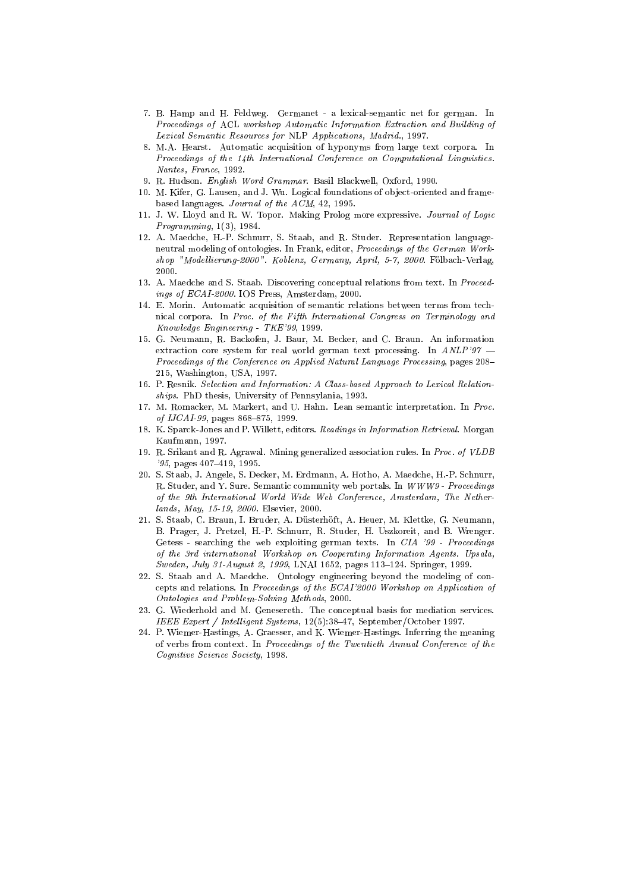7. B. Hamp and H. Feldweg. Germanet - a lexical-semantic net for german. In *Proceedings of ACL workshop Automatic Information Extraction and Building of Lexical Semantic Resources for NLP Applications, Madrid.*, 1997.
8. M.A. Hearst. Automatic acquisition of hyponyms from large text corpora. In *Proceedings of the 14th International Conference on Computational Linguistics. Nantes, France*, 1992.
9. R. Hudson. *English Word Grammar.* Basil Blackwell, Oxford, 1990.
10. M. Kifer, G. Lausen, and J. Wu. Logical foundations of object-oriented and frame-based languages. *Journal of the ACM*, 42, 1995.
11. J. W. Lloyd and R. W. Topor. Making Prolog more expressive. *Journal of Logic Programming*, 1(3), 1984.
12. A. Maedche, H.-P. Schnurr, S. Staab, and R. Studer. Representation language-neutral modeling of ontologies. In Frank, editor, *Proceedings of the German Workshop "Modellierung-2000". Koblenz, Germany, April, 5-7, 2000.* Fölbach-Verlag, 2000.
13. A. Maedche and S. Staab. Discovering conceptual relations from text. In *Proceedings of ECAI-2000.* IOS Press, Amsterdam, 2000.
14. E. Morin. Automatic acquisition of semantic relations between terms from technical corpora. In *Proc. of the Fifth International Congress on Terminology and Knowledge Engineering - TKE'99*, 1999.
15. G. Neumann, R. Backofen, J. Baur, M. Becker, and C. Braun. An information extraction core system for real world german text processing. In *ANLP'97 — Proceedings of the Conference on Applied Natural Language Processing*, pages 208–215, Washington, USA, 1997.
16. P. Resnik. *Selection and Information: A Class-based Approach to Lexical Relationships.* PhD thesis, University of Pennsylania, 1993.
17. M. Romacker, M. Markert, and U. Hahn. Lean semantic interpretation. In *Proc. of IJCAI-99*, pages 868–875, 1999.
18. K. Sparck-Jones and P. Willett, editors. *Readings in Information Retrieval.* Morgan Kaufmann, 1997.
19. R. Srikant and R. Agrawal. Mining generalized association rules. In *Proc. of VLDB '95*, pages 407–419, 1995.
20. S. Staab, J. Angele, S. Decker, M. Erdmann, A. Hotho, A. Maedche, H.-P. Schnurr, R. Studer, and Y. Sure. Semantic community web portals. In *WWW9 - Proceedings of the 9th International World Wide Web Conference, Amsterdam, The Netherlands, May, 15-19, 2000.* Elsevier, 2000.
21. S. Staab, C. Braun, I. Bruder, A. Düsterhöft, A. Heuer, M. Klettke, G. Neumann, B. Prager, J. Pretzel, H.-P. Schnurr, R. Studer, H. Uszkoreit, and B. Wrenger. Getess - searching the web exploiting german texts. In *CIA '99 - Proceedings of the 3rd international Workshop on Cooperating Information Agents. Upsala, Sweden, July 31-August 2, 1999*, LNAI 1652, pages 113–124. Springer, 1999.
22. S. Staab and A. Maedche. Ontology engineering beyond the modeling of concepts and relations. In *Proceedings of the ECAI'2000 Workshop on Application of Ontologies and Problem-Solving Methods*, 2000.
23. G. Wiederhold and M. Genesereth. The conceptual basis for mediation services. *IEEE Expert / Intelligent Systems*, 12(5):38–47, September/October 1997.
24. P. Wiemer-Hastings, A. Graesser, and K. Wiemer-Hastings. Inferring the meaning of verbs from context. In *Proceedings of the Twentieth Annual Conference of the Cognitive Science Society*, 1998.